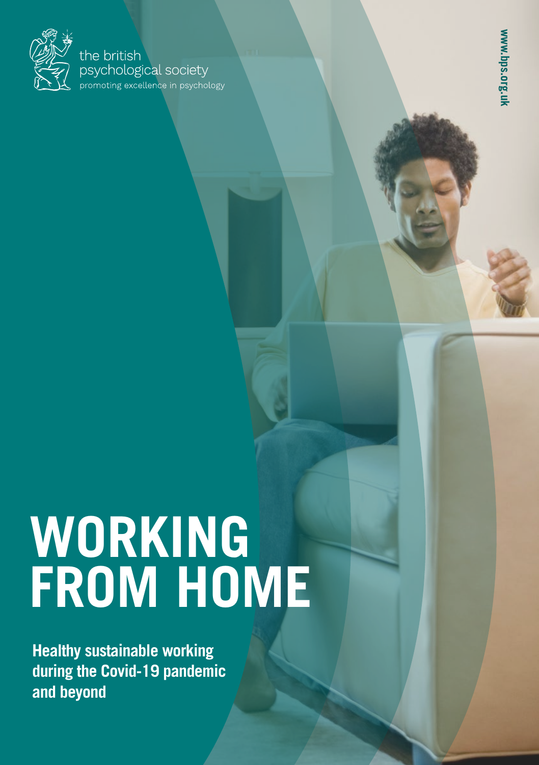the british psychological society
promoting excellence in psychology

www.bps.org.uk

# WORKING FROM HOME

**Healthy sustainable working during the Covid-19 pandemic and beyond**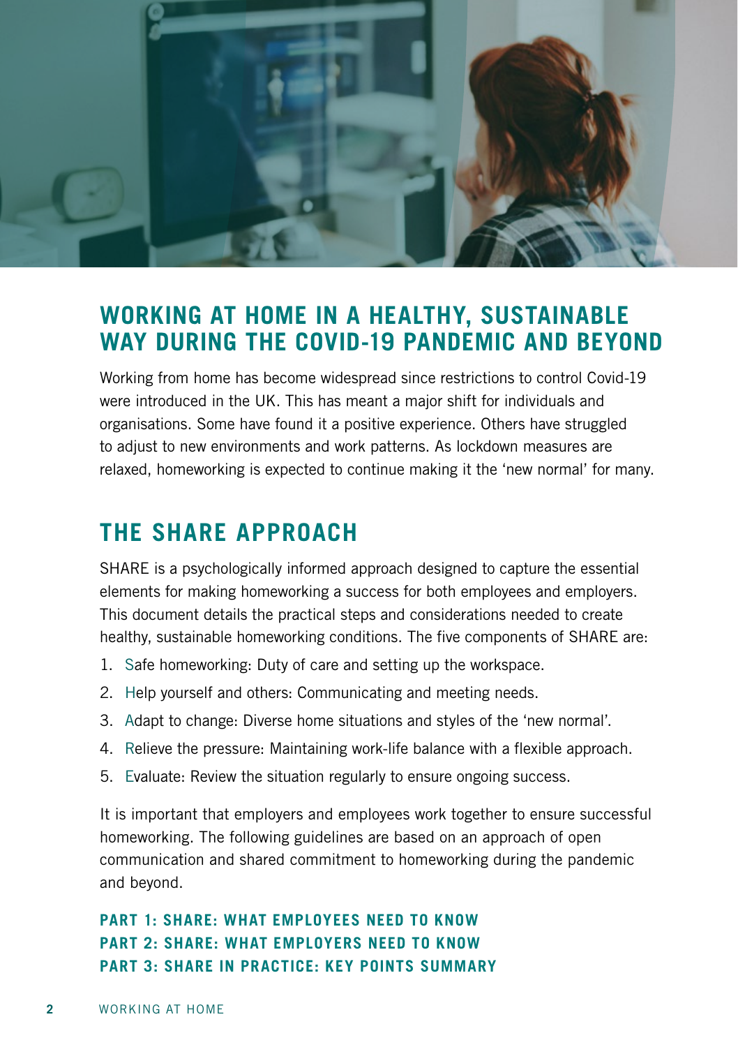## WORKING AT HOME IN A HEALTHY, SUSTAINABLE WAY DURING THE COVID-19 PANDEMIC AND BEYOND

Working from home has become widespread since restrictions to control Covid-19 were introduced in the UK. This has meant a major shift for individuals and organisations. Some have found it a positive experience. Others have struggled to adjust to new environments and work patterns. As lockdown measures are relaxed, homeworking is expected to continue making it the 'new normal' for many.

## THE SHARE APPROACH

SHARE is a psychologically informed approach designed to capture the essential elements for making homeworking a success for both employees and employers. This document details the practical steps and considerations needed to create healthy, sustainable homeworking conditions. The five components of SHARE are:

1. Safe homeworking: Duty of care and setting up the workspace.
2. Help yourself and others: Communicating and meeting needs.
3. Adapt to change: Diverse home situations and styles of the 'new normal'.
4. Relieve the pressure: Maintaining work-life balance with a flexible approach.
5. Evaluate: Review the situation regularly to ensure ongoing success.

It is important that employers and employees work together to ensure successful homeworking. The following guidelines are based on an approach of open communication and shared commitment to homeworking during the pandemic and beyond.

**PART 1: SHARE: WHAT EMPLOYEES NEED TO KNOW**
**PART 2: SHARE: WHAT EMPLOYERS NEED TO KNOW**
**PART 3: SHARE IN PRACTICE: KEY POINTS SUMMARY**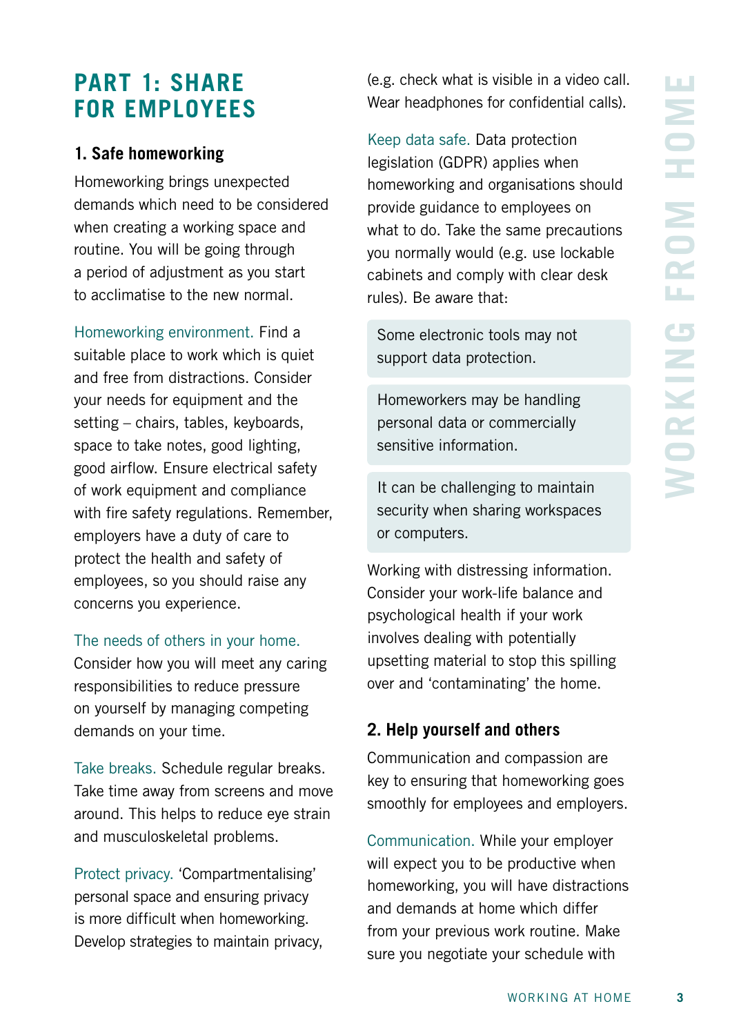## PART 1: SHARE FOR EMPLOYEES

### 1. Safe homeworking

Homeworking brings unexpected demands which need to be considered when creating a working space and routine. You will be going through a period of adjustment as you start to acclimatise to the new normal.

Homeworking environment. Find a suitable place to work which is quiet and free from distractions. Consider your needs for equipment and the setting – chairs, tables, keyboards, space to take notes, good lighting, good airflow. Ensure electrical safety of work equipment and compliance with fire safety regulations. Remember, employers have a duty of care to protect the health and safety of employees, so you should raise any concerns you experience.

The needs of others in your home. Consider how you will meet any caring responsibilities to reduce pressure on yourself by managing competing demands on your time.

Take breaks. Schedule regular breaks. Take time away from screens and move around. This helps to reduce eye strain and musculoskeletal problems.

Protect privacy. 'Compartmentalising' personal space and ensuring privacy is more difficult when homeworking. Develop strategies to maintain privacy, (e.g. check what is visible in a video call. Wear headphones for confidential calls).

Keep data safe. Data protection legislation (GDPR) applies when homeworking and organisations should provide guidance to employees on what to do. Take the same precautions you normally would (e.g. use lockable cabinets and comply with clear desk rules). Be aware that:

- Some electronic tools may not support data protection.
- Homeworkers may be handling personal data or commercially sensitive information.
- It can be challenging to maintain security when sharing workspaces or computers.

Working with distressing information. Consider your work-life balance and psychological health if your work involves dealing with potentially upsetting material to stop this spilling over and 'contaminating' the home.

### 2. Help yourself and others

Communication and compassion are key to ensuring that homeworking goes smoothly for employees and employers.

Communication. While your employer will expect you to be productive when homeworking, you will have distractions and demands at home which differ from your previous work routine. Make sure you negotiate your schedule with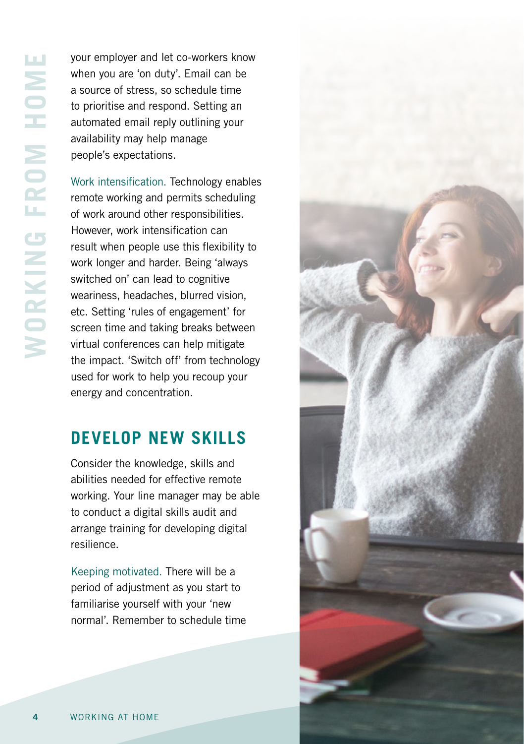your employer and let co-workers know when you are 'on duty'. Email can be a source of stress, so schedule time to prioritise and respond. Setting an automated email reply outlining your availability may help manage people's expectations.

Work intensification. Technology enables remote working and permits scheduling of work around other responsibilities. However, work intensification can result when people use this flexibility to work longer and harder. Being 'always switched on' can lead to cognitive weariness, headaches, blurred vision, etc. Setting 'rules of engagement' for screen time and taking breaks between virtual conferences can help mitigate the impact. 'Switch off' from technology used for work to help you recoup your energy and concentration.

## DEVELOP NEW SKILLS

Consider the knowledge, skills and abilities needed for effective remote working. Your line manager may be able to conduct a digital skills audit and arrange training for developing digital resilience.

Keeping motivated. There will be a period of adjustment as you start to familiarise yourself with your 'new normal'. Remember to schedule time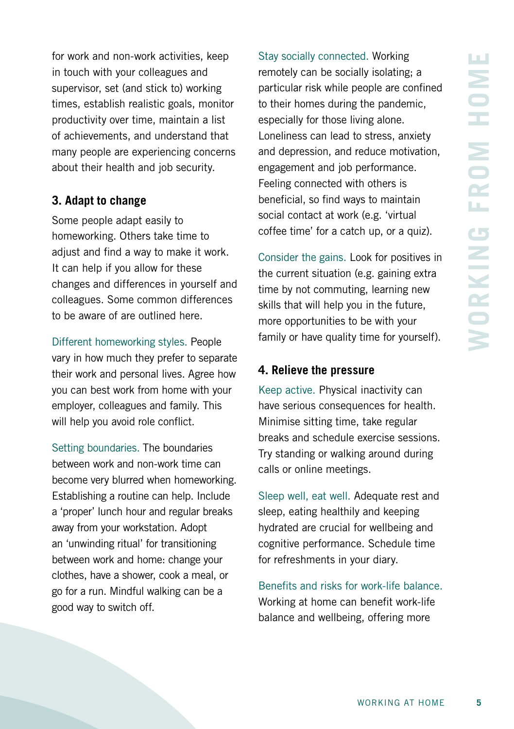for work and non-work activities, keep in touch with your colleagues and supervisor, set (and stick to) working times, establish realistic goals, monitor productivity over time, maintain a list of achievements, and understand that many people are experiencing concerns about their health and job security.

### 3. Adapt to change

Some people adapt easily to homeworking. Others take time to adjust and find a way to make it work. It can help if you allow for these changes and differences in yourself and colleagues. Some common differences to be aware of are outlined here.

Different homeworking styles. People vary in how much they prefer to separate their work and personal lives. Agree how you can best work from home with your employer, colleagues and family. This will help you avoid role conflict.

Setting boundaries. The boundaries between work and non-work time can become very blurred when homeworking. Establishing a routine can help. Include a 'proper' lunch hour and regular breaks away from your workstation. Adopt an 'unwinding ritual' for transitioning between work and home: change your clothes, have a shower, cook a meal, or go for a run. Mindful walking can be a good way to switch off.

Stay socially connected. Working remotely can be socially isolating; a particular risk while people are confined to their homes during the pandemic, especially for those living alone. Loneliness can lead to stress, anxiety and depression, and reduce motivation, engagement and job performance. Feeling connected with others is beneficial, so find ways to maintain social contact at work (e.g. 'virtual coffee time' for a catch up, or a quiz).

Consider the gains. Look for positives in the current situation (e.g. gaining extra time by not commuting, learning new skills that will help you in the future, more opportunities to be with your family or have quality time for yourself).

### 4. Relieve the pressure

Keep active. Physical inactivity can have serious consequences for health. Minimise sitting time, take regular breaks and schedule exercise sessions. Try standing or walking around during calls or online meetings.

Sleep well, eat well. Adequate rest and sleep, eating healthily and keeping hydrated are crucial for wellbeing and cognitive performance. Schedule time for refreshments in your diary.

Benefits and risks for work-life balance. Working at home can benefit work-life balance and wellbeing, offering more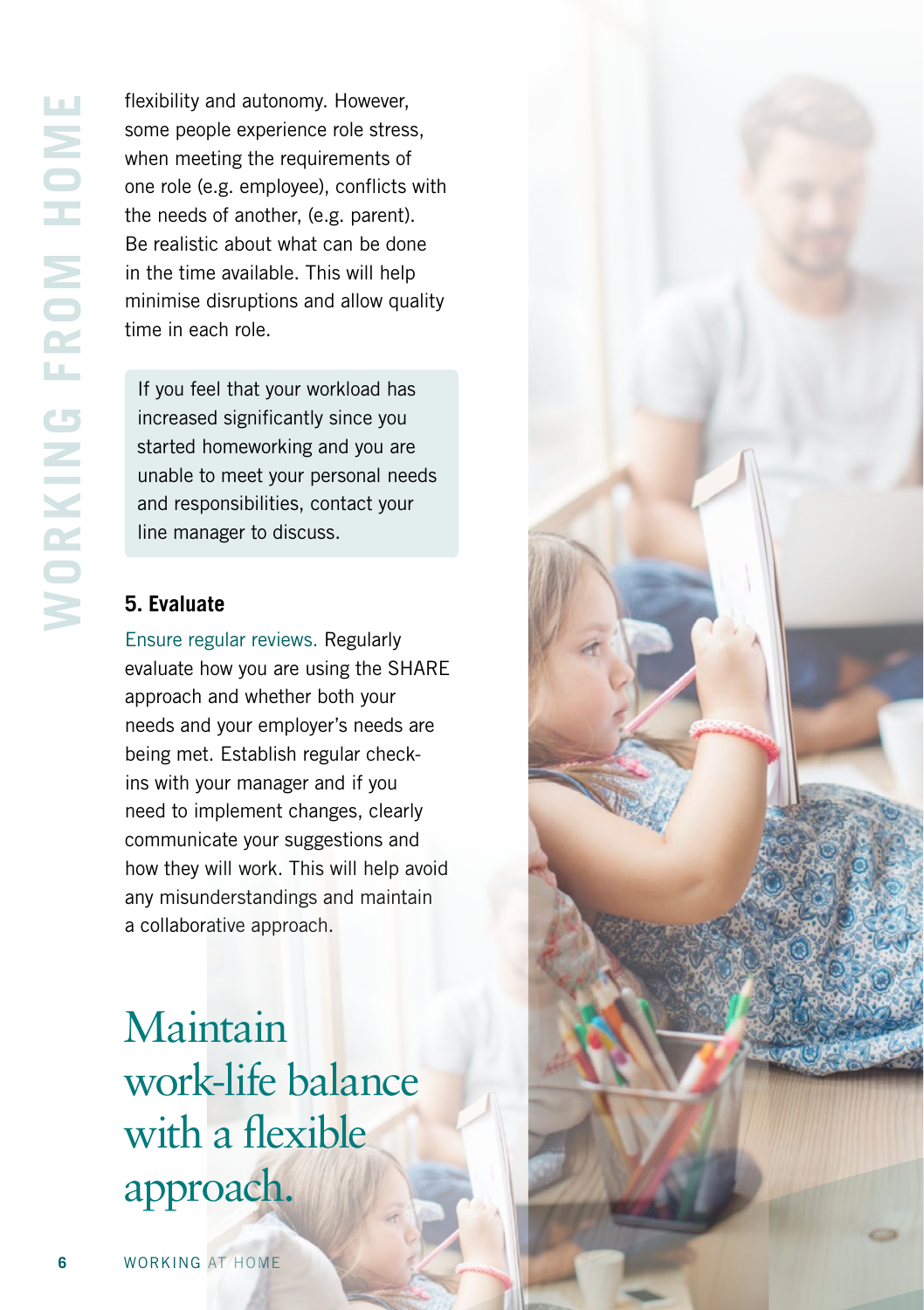flexibility and autonomy. However, some people experience role stress, when meeting the requirements of one role (e.g. employee), conflicts with the needs of another, (e.g. parent). Be realistic about what can be done in the time available. This will help minimise disruptions and allow quality time in each role.

> If you feel that your workload has increased significantly since you started homeworking and you are unable to meet your personal needs and responsibilities, contact your line manager to discuss.

### 5. Evaluate

Ensure regular reviews. Regularly evaluate how you are using the SHARE approach and whether both your needs and your employer's needs are being met. Establish regular check-ins with your manager and if you need to implement changes, clearly communicate your suggestions and how they will work. This will help avoid any misunderstandings and maintain a collaborative approach.

## Maintain work-life balance with a flexible approach.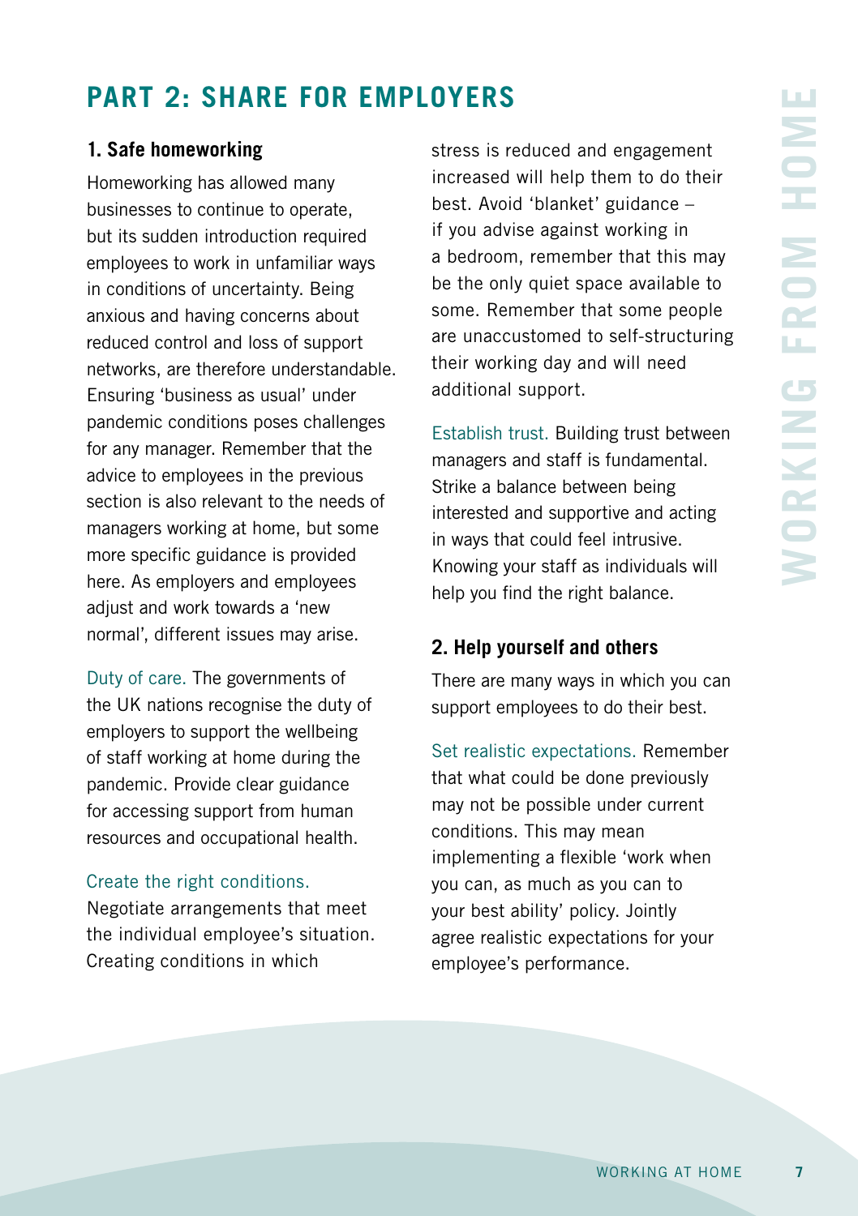# PART 2: SHARE FOR EMPLOYERS

## 1. Safe homeworking

Homeworking has allowed many businesses to continue to operate, but its sudden introduction required employees to work in unfamiliar ways in conditions of uncertainty. Being anxious and having concerns about reduced control and loss of support networks, are therefore understandable. Ensuring 'business as usual' under pandemic conditions poses challenges for any manager. Remember that the advice to employees in the previous section is also relevant to the needs of managers working at home, but some more specific guidance is provided here. As employers and employees adjust and work towards a 'new normal', different issues may arise.

Duty of care. The governments of the UK nations recognise the duty of employers to support the wellbeing of staff working at home during the pandemic. Provide clear guidance for accessing support from human resources and occupational health.

Create the right conditions. Negotiate arrangements that meet the individual employee's situation. Creating conditions in which stress is reduced and engagement increased will help them to do their best. Avoid 'blanket' guidance – if you advise against working in a bedroom, remember that this may be the only quiet space available to some. Remember that some people are unaccustomed to self-structuring their working day and will need additional support.

Establish trust. Building trust between managers and staff is fundamental. Strike a balance between being interested and supportive and acting in ways that could feel intrusive. Knowing your staff as individuals will help you find the right balance.

## 2. Help yourself and others

There are many ways in which you can support employees to do their best.

Set realistic expectations. Remember that what could be done previously may not be possible under current conditions. This may mean implementing a flexible 'work when you can, as much as you can to your best ability' policy. Jointly agree realistic expectations for your employee's performance.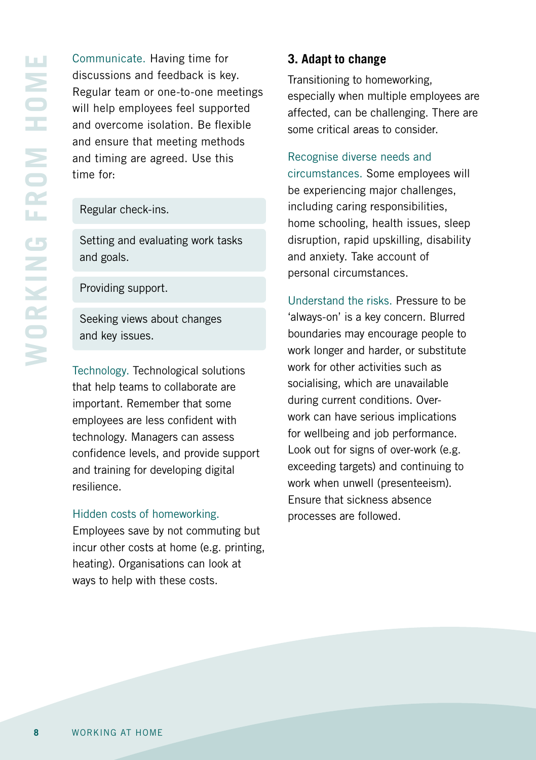Communicate. Having time for discussions and feedback is key. Regular team or one-to-one meetings will help employees feel supported and overcome isolation. Be flexible and ensure that meeting methods and timing are agreed. Use this time for:

- Regular check-ins.
- Setting and evaluating work tasks and goals.
- Providing support.
- Seeking views about changes and key issues.

Technology. Technological solutions that help teams to collaborate are important. Remember that some employees are less confident with technology. Managers can assess confidence levels, and provide support and training for developing digital resilience.

Hidden costs of homeworking. Employees save by not commuting but incur other costs at home (e.g. printing, heating). Organisations can look at ways to help with these costs.

## 3. Adapt to change

Transitioning to homeworking, especially when multiple employees are affected, can be challenging. There are some critical areas to consider.

Recognise diverse needs and circumstances. Some employees will be experiencing major challenges, including caring responsibilities, home schooling, health issues, sleep disruption, rapid upskilling, disability and anxiety. Take account of personal circumstances.

Understand the risks. Pressure to be 'always-on' is a key concern. Blurred boundaries may encourage people to work longer and harder, or substitute work for other activities such as socialising, which are unavailable during current conditions. Over-work can have serious implications for wellbeing and job performance. Look out for signs of over-work (e.g. exceeding targets) and continuing to work when unwell (presenteeism). Ensure that sickness absence processes are followed.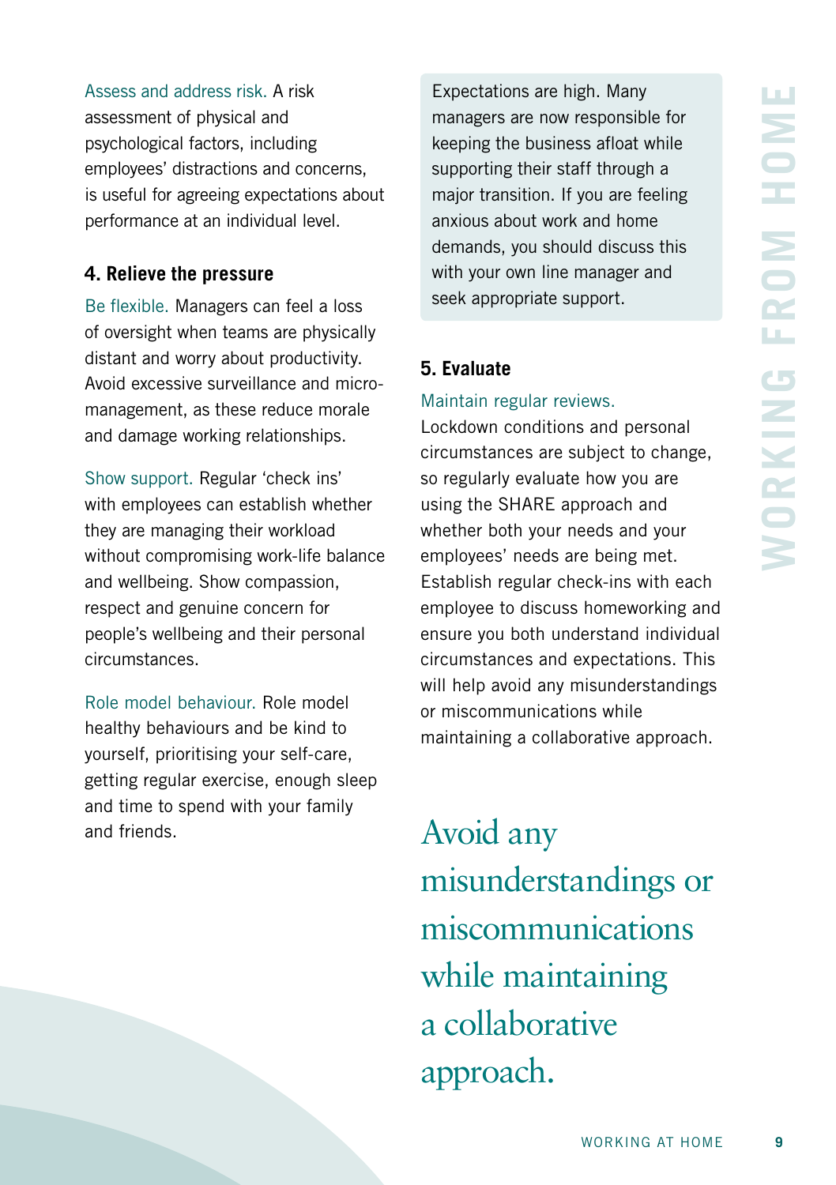Assess and address risk. A risk assessment of physical and psychological factors, including employees' distractions and concerns, is useful for agreeing expectations about performance at an individual level.

### 4. Relieve the pressure

Be flexible. Managers can feel a loss of oversight when teams are physically distant and worry about productivity. Avoid excessive surveillance and micro-management, as these reduce morale and damage working relationships.

Show support. Regular 'check ins' with employees can establish whether they are managing their workload without compromising work-life balance and wellbeing. Show compassion, respect and genuine concern for people's wellbeing and their personal circumstances.

Role model behaviour. Role model healthy behaviours and be kind to yourself, prioritising your self-care, getting regular exercise, enough sleep and time to spend with your family and friends.

Expectations are high. Many managers are now responsible for keeping the business afloat while supporting their staff through a major transition. If you are feeling anxious about work and home demands, you should discuss this with your own line manager and seek appropriate support.

### 5. Evaluate

Maintain regular reviews. Lockdown conditions and personal circumstances are subject to change, so regularly evaluate how you are using the SHARE approach and whether both your needs and your employees' needs are being met. Establish regular check-ins with each employee to discuss homeworking and ensure you both understand individual circumstances and expectations. This will help avoid any misunderstandings or miscommunications while maintaining a collaborative approach.

Avoid any misunderstandings or miscommunications while maintaining a collaborative approach.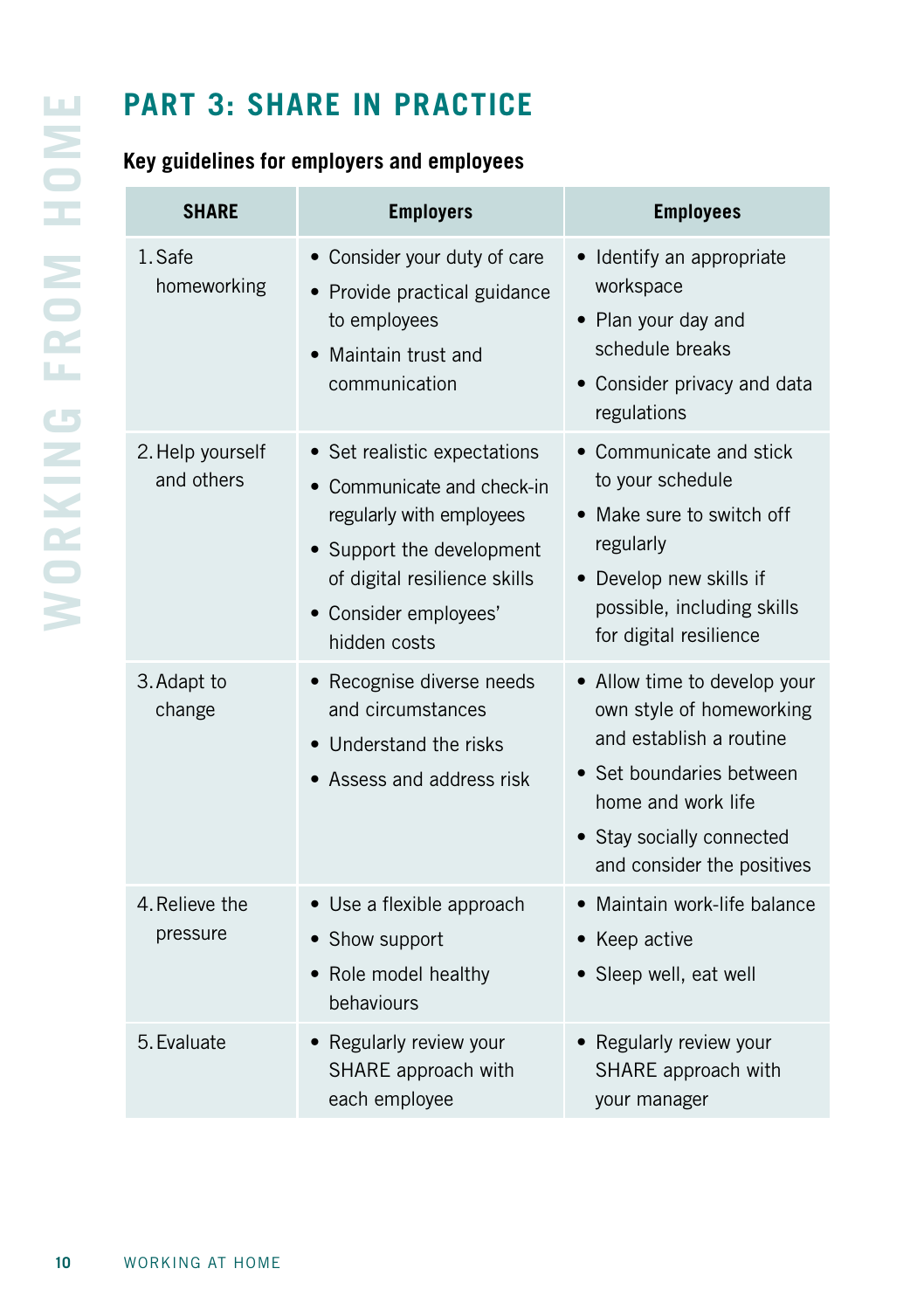# PART 3: SHARE IN PRACTICE

**Key guidelines for employers and employees**

| SHARE | Employers | Employees |
|---|---|---|
| 1. Safe homeworking | • Consider your duty of care<br>• Provide practical guidance to employees<br>• Maintain trust and communication | • Identify an appropriate workspace<br>• Plan your day and schedule breaks<br>• Consider privacy and data regulations |
| 2. Help yourself and others | • Set realistic expectations<br>• Communicate and check-in regularly with employees<br>• Support the development of digital resilience skills<br>• Consider employees' hidden costs | • Communicate and stick to your schedule<br>• Make sure to switch off regularly<br>• Develop new skills if possible, including skills for digital resilience |
| 3. Adapt to change | • Recognise diverse needs and circumstances<br>• Understand the risks<br>• Assess and address risk | • Allow time to develop your own style of homeworking and establish a routine<br>• Set boundaries between home and work life<br>• Stay socially connected and consider the positives |
| 4. Relieve the pressure | • Use a flexible approach<br>• Show support<br>• Role model healthy behaviours | • Maintain work-life balance<br>• Keep active<br>• Sleep well, eat well |
| 5. Evaluate | • Regularly review your SHARE approach with each employee | • Regularly review your SHARE approach with your manager |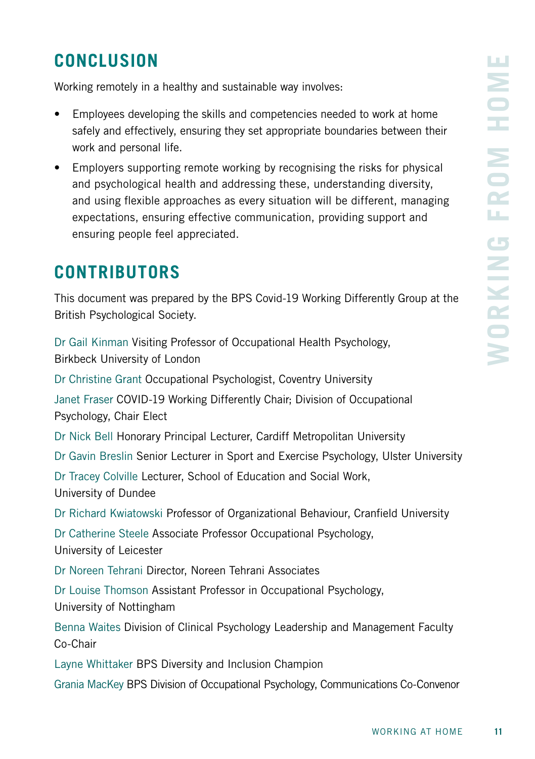## CONCLUSION

Working remotely in a healthy and sustainable way involves:

- Employees developing the skills and competencies needed to work at home safely and effectively, ensuring they set appropriate boundaries between their work and personal life.
- Employers supporting remote working by recognising the risks for physical and psychological health and addressing these, understanding diversity, and using flexible approaches as every situation will be different, managing expectations, ensuring effective communication, providing support and ensuring people feel appreciated.

## CONTRIBUTORS

This document was prepared by the BPS Covid-19 Working Differently Group at the British Psychological Society.

Dr Gail Kinman Visiting Professor of Occupational Health Psychology, Birkbeck University of London

Dr Christine Grant Occupational Psychologist, Coventry University

Janet Fraser COVID-19 Working Differently Chair; Division of Occupational Psychology, Chair Elect

Dr Nick Bell Honorary Principal Lecturer, Cardiff Metropolitan University

Dr Gavin Breslin Senior Lecturer in Sport and Exercise Psychology, Ulster University

Dr Tracey Colville Lecturer, School of Education and Social Work, University of Dundee

Dr Richard Kwiatowski Professor of Organizational Behaviour, Cranfield University

Dr Catherine Steele Associate Professor Occupational Psychology, University of Leicester

Dr Noreen Tehrani Director, Noreen Tehrani Associates

Dr Louise Thomson Assistant Professor in Occupational Psychology, University of Nottingham

Benna Waites Division of Clinical Psychology Leadership and Management Faculty Co-Chair

Layne Whittaker BPS Diversity and Inclusion Champion

Grania MacKey BPS Division of Occupational Psychology, Communications Co-Convenor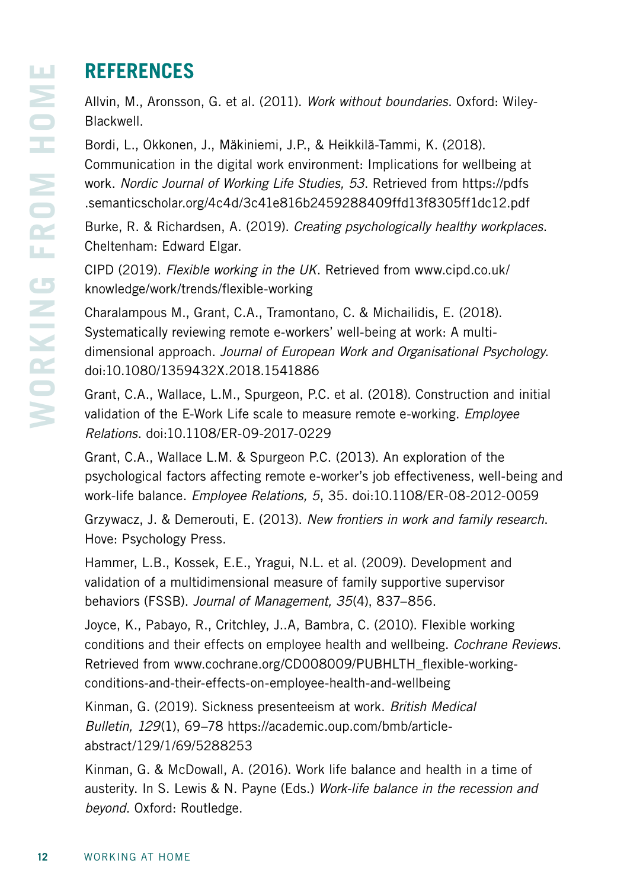## REFERENCES

Allvin, M., Aronsson, G. et al. (2011). *Work without boundaries*. Oxford: Wiley-Blackwell.

Bordi, L., Okkonen, J., Mäkiniemi, J.P., & Heikkilä-Tammi, K. (2018). Communication in the digital work environment: Implications for wellbeing at work. *Nordic Journal of Working Life Studies, 53*. Retrieved from https://pdfs.semanticscholar.org/4c4d/3c41e816b2459288409ffd13f8305ff1dc12.pdf

Burke, R. & Richardsen, A. (2019). *Creating psychologically healthy workplaces*. Cheltenham: Edward Elgar.

CIPD (2019). *Flexible working in the UK*. Retrieved from www.cipd.co.uk/knowledge/work/trends/flexible-working

Charalampous M., Grant, C.A., Tramontano, C. & Michailidis, E. (2018). Systematically reviewing remote e-workers' well-being at work: A multi-dimensional approach. *Journal of European Work and Organisational Psychology*. doi:10.1080/1359432X.2018.1541886

Grant, C.A., Wallace, L.M., Spurgeon, P.C. et al. (2018). Construction and initial validation of the E-Work Life scale to measure remote e-working. *Employee Relations*. doi:10.1108/ER-09-2017-0229

Grant, C.A., Wallace L.M. & Spurgeon P.C. (2013). An exploration of the psychological factors affecting remote e-worker's job effectiveness, well-being and work-life balance. *Employee Relations, 5*, 35. doi:10.1108/ER-08-2012-0059

Grzywacz, J. & Demerouti, E. (2013). *New frontiers in work and family research*. Hove: Psychology Press.

Hammer, L.B., Kossek, E.E., Yragui, N.L. et al. (2009). Development and validation of a multidimensional measure of family supportive supervisor behaviors (FSSB). *Journal of Management, 35*(4), 837–856.

Joyce, K., Pabayo, R., Critchley, J..A, Bambra, C. (2010). Flexible working conditions and their effects on employee health and wellbeing. *Cochrane Reviews*. Retrieved from www.cochrane.org/CD008009/PUBHLTH_flexible-working-conditions-and-their-effects-on-employee-health-and-wellbeing

Kinman, G. (2019). Sickness presenteeism at work. *British Medical Bulletin, 129*(1), 69–78 https://academic.oup.com/bmb/article-abstract/129/1/69/5288253

Kinman, G. & McDowall, A. (2016). Work life balance and health in a time of austerity. In S. Lewis & N. Payne (Eds.) *Work-life balance in the recession and beyond*. Oxford: Routledge.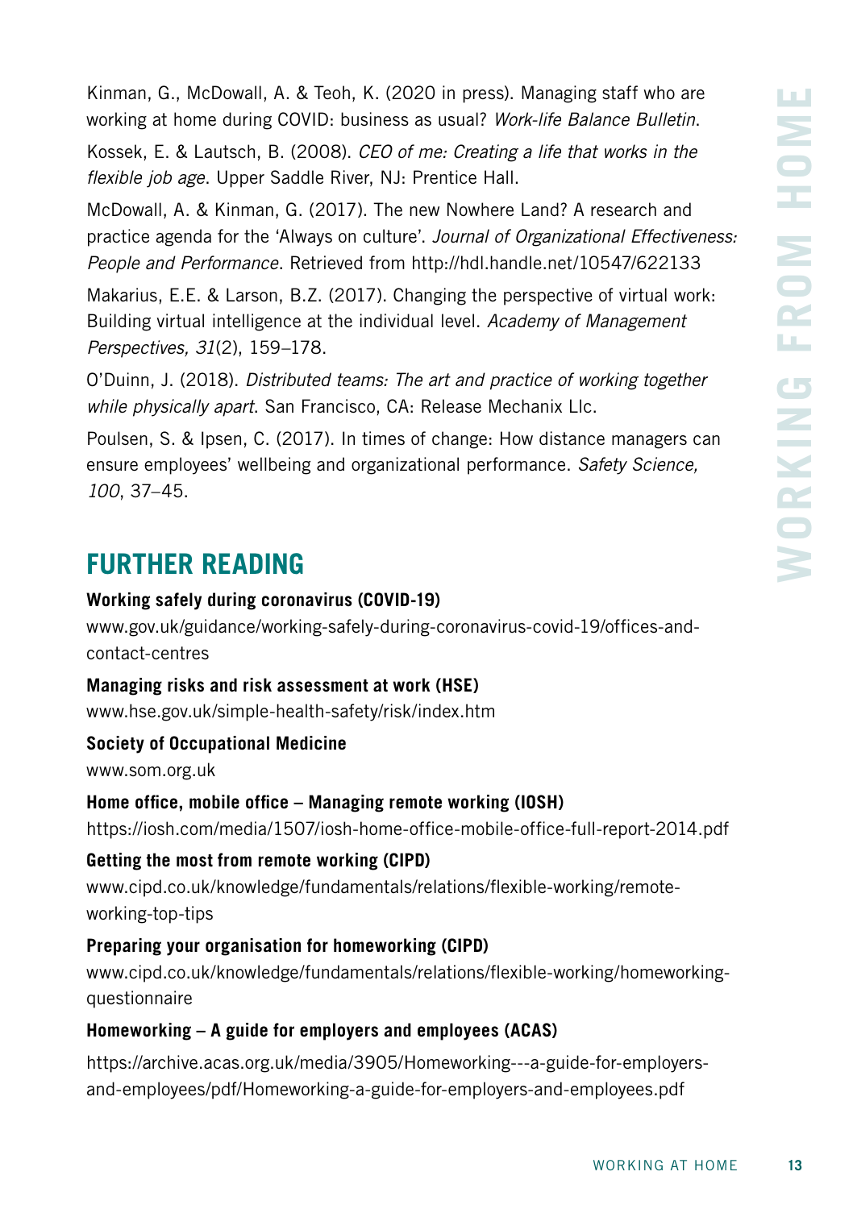Kinman, G., McDowall, A. & Teoh, K. (2020 in press). Managing staff who are working at home during COVID: business as usual? *Work-life Balance Bulletin*.

Kossek, E. & Lautsch, B. (2008). *CEO of me: Creating a life that works in the flexible job age*. Upper Saddle River, NJ: Prentice Hall.

McDowall, A. & Kinman, G. (2017). The new Nowhere Land? A research and practice agenda for the 'Always on culture'. *Journal of Organizational Effectiveness: People and Performance*. Retrieved from http://hdl.handle.net/10547/622133

Makarius, E.E. & Larson, B.Z. (2017). Changing the perspective of virtual work: Building virtual intelligence at the individual level. *Academy of Management Perspectives, 31*(2), 159–178.

O'Duinn, J. (2018). *Distributed teams: The art and practice of working together while physically apart*. San Francisco, CA: Release Mechanix Llc.

Poulsen, S. & Ipsen, C. (2017). In times of change: How distance managers can ensure employees' wellbeing and organizational performance. *Safety Science, 100*, 37–45.

## FURTHER READING

**Working safely during coronavirus (COVID-19)**
www.gov.uk/guidance/working-safely-during-coronavirus-covid-19/offices-and-contact-centres

**Managing risks and risk assessment at work (HSE)**
www.hse.gov.uk/simple-health-safety/risk/index.htm

**Society of Occupational Medicine**
www.som.org.uk

**Home office, mobile office – Managing remote working (IOSH)**
https://iosh.com/media/1507/iosh-home-office-mobile-office-full-report-2014.pdf

**Getting the most from remote working (CIPD)**
www.cipd.co.uk/knowledge/fundamentals/relations/flexible-working/remote-working-top-tips

**Preparing your organisation for homeworking (CIPD)**
www.cipd.co.uk/knowledge/fundamentals/relations/flexible-working/homeworking-questionnaire

**Homeworking – A guide for employers and employees (ACAS)**

https://archive.acas.org.uk/media/3905/Homeworking---a-guide-for-employers-and-employees/pdf/Homeworking-a-guide-for-employers-and-employees.pdf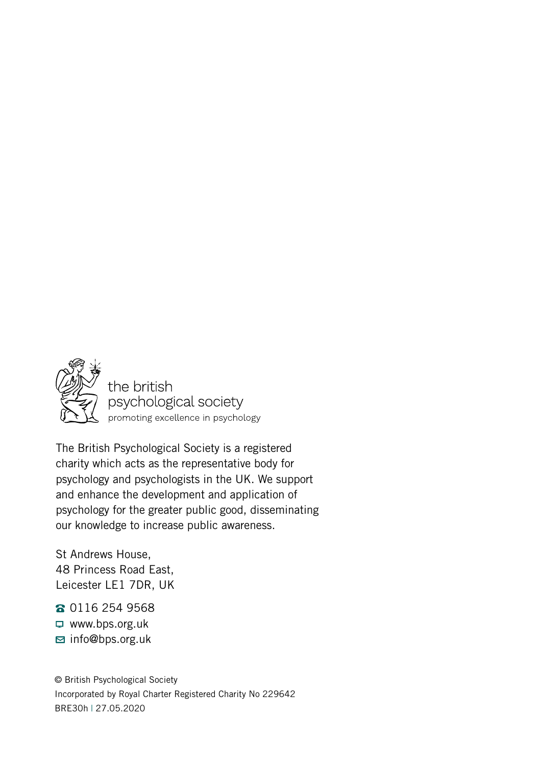the british
psychological society
promoting excellence in psychology

The British Psychological Society is a registered charity which acts as the representative body for psychology and psychologists in the UK. We support and enhance the development and application of psychology for the greater public good, disseminating our knowledge to increase public awareness.

St Andrews House,
48 Princess Road East,
Leicester LE1 7DR, UK

0116 254 9568
www.bps.org.uk
info@bps.org.uk

© British Psychological Society
Incorporated by Royal Charter Registered Charity No 229642
BRE30h | 27.05.2020